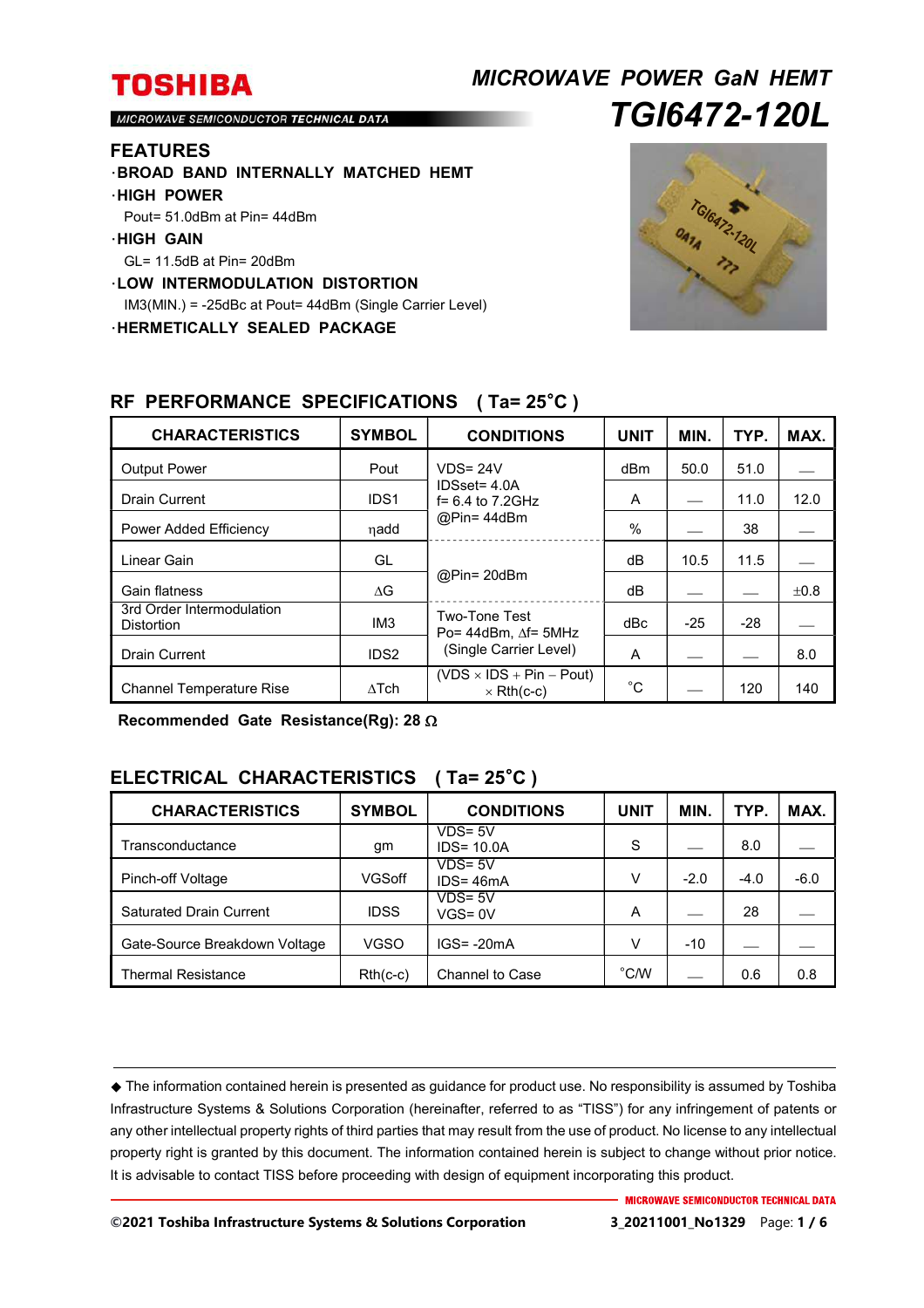# TOSHIBA

MICROWAVE SEMICONDUCTOR TECHNICAL DATA

## MICROWAVE POWER GaN HEMT

# TGI6472-120L

## FEATURES

- **BROAD BAND INTERNALLY MATCHED HEMT**
- **HIGH POWER**
  Pout= 51.0dBm at Pin= 44dBm
- **HIGH GAIN**
  GL= 11.5dB at Pin= 20dBm
- **LOW INTERMODULATION DISTORTION**
  IM3(MIN.) = -25dBc at Pout= 44dBm (Single Carrier Level)
- **HERMETICALLY SEALED PACKAGE**

## RF PERFORMANCE SPECIFICATIONS ( Ta= 25˚C )

| CHARACTERISTICS | SYMBOL | CONDITIONS | UNIT | MIN. | TYP. | MAX. |
|---|---|---|---|---|---|---|
| Output Power | Pout | VDS= 24V<br>IDSset= 4.0A<br>f= 6.4 to 7.2GHz<br>@Pin= 44dBm | dBm | 50.0 | 51.0 | — |
| Drain Current | IDS1 | | A | — | 11.0 | 12.0 |
| Power Added Efficiency | ηadd | | % | — | 38 | — |
| Linear Gain | GL | @Pin= 20dBm | dB | 10.5 | 11.5 | — |
| Gain flatness | ΔG | | dB | — | — | ±0.8 |
| 3rd Order Intermodulation Distortion | IM3 | Two-Tone Test<br>Po= 44dBm, Δf= 5MHz<br>(Single Carrier Level) | dBc | -25 | -28 | — |
| Drain Current | IDS2 | | A | — | — | 8.0 |
| Channel Temperature Rise | ΔTch | (VDS × IDS + Pin – Pout) × Rth(c-c) | ˚C | — | 120 | 140 |

**Recommended Gate Resistance(Rg): 28 Ω**

## ELECTRICAL CHARACTERISTICS ( Ta= 25˚C )

| CHARACTERISTICS | SYMBOL | CONDITIONS | UNIT | MIN. | TYP. | MAX. |
|---|---|---|---|---|---|---|
| Transconductance | gm | VDS= 5V<br>IDS= 10.0A | S | — | 8.0 | — |
| Pinch-off Voltage | VGSoff | VDS= 5V<br>IDS= 46mA | V | -2.0 | -4.0 | -6.0 |
| Saturated Drain Current | IDSS | VDS= 5V<br>VGS= 0V | A | — | 28 | — |
| Gate-Source Breakdown Voltage | VGSO | IGS= -20mA | V | -10 | — | — |
| Thermal Resistance | Rth(c-c) | Channel to Case | ˚C/W | — | 0.6 | 0.8 |

◆ The information contained herein is presented as guidance for product use. No responsibility is assumed by Toshiba Infrastructure Systems & Solutions Corporation (hereinafter, referred to as "TISS") for any infringement of patents or any other intellectual property rights of third parties that may result from the use of product. No license to any intellectual property right is granted by this document. The information contained herein is subject to change without prior notice. It is advisable to contact TISS before proceeding with design of equipment incorporating this product.

**©2021 Toshiba Infrastructure Systems & Solutions Corporation** 3_20211001_No1329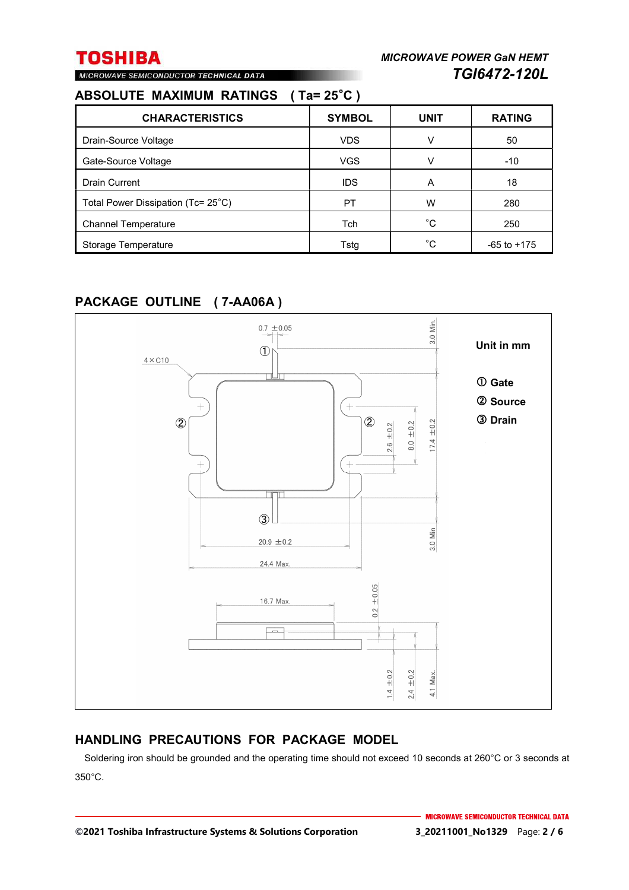## ABSOLUTE MAXIMUM RATINGS ( Ta= 25°C )

| CHARACTERISTICS | SYMBOL | UNIT | RATING |
|---|---|---|---|
| Drain-Source Voltage | VDS | V | 50 |
| Gate-Source Voltage | VGS | V | -10 |
| Drain Current | IDS | A | 18 |
| Total Power Dissipation (Tc= 25°C) | PT | W | 280 |
| Channel Temperature | Tch | °C | 250 |
| Storage Temperature | Tstg | °C | -65 to +175 |

## PACKAGE OUTLINE ( 7-AA06A )

Unit in mm

① Gate
② Source
③ Drain

## HANDLING PRECAUTIONS FOR PACKAGE MODEL

Soldering iron should be grounded and the operating time should not exceed 10 seconds at 260°C or 3 seconds at 350°C.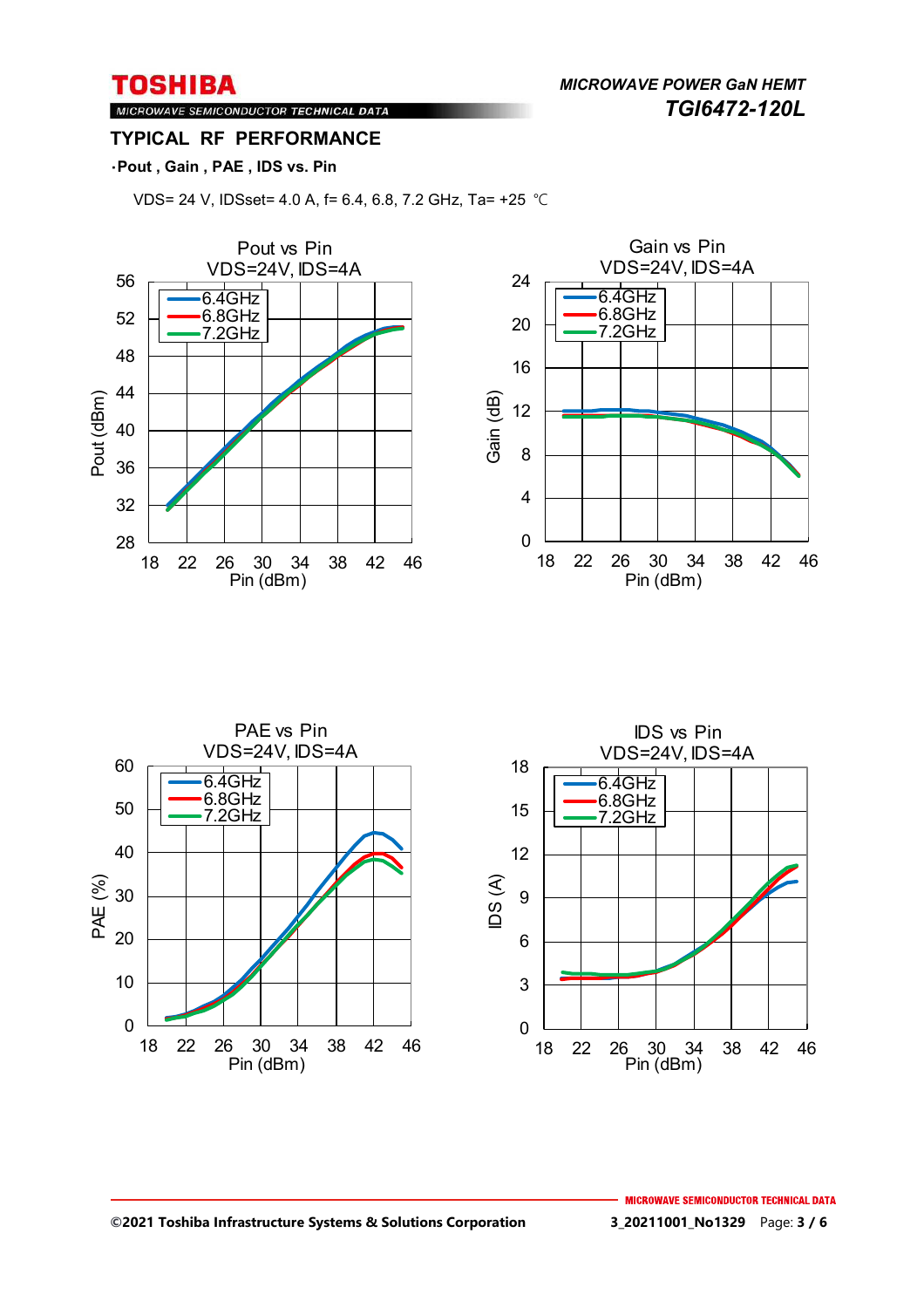## TYPICAL RF PERFORMANCE

**·Pout , Gain , PAE , IDS vs. Pin**

VDS= 24 V, IDSset= 4.0 A, f= 6.4, 6.8, 7.2 GHz, Ta= +25 ℃

Pout vs Pin
VDS=24V, IDS=4A

Gain vs Pin
VDS=24V, IDS=4A

PAE vs Pin
VDS=24V, IDS=4A

IDS vs Pin
VDS=24V, IDS=4A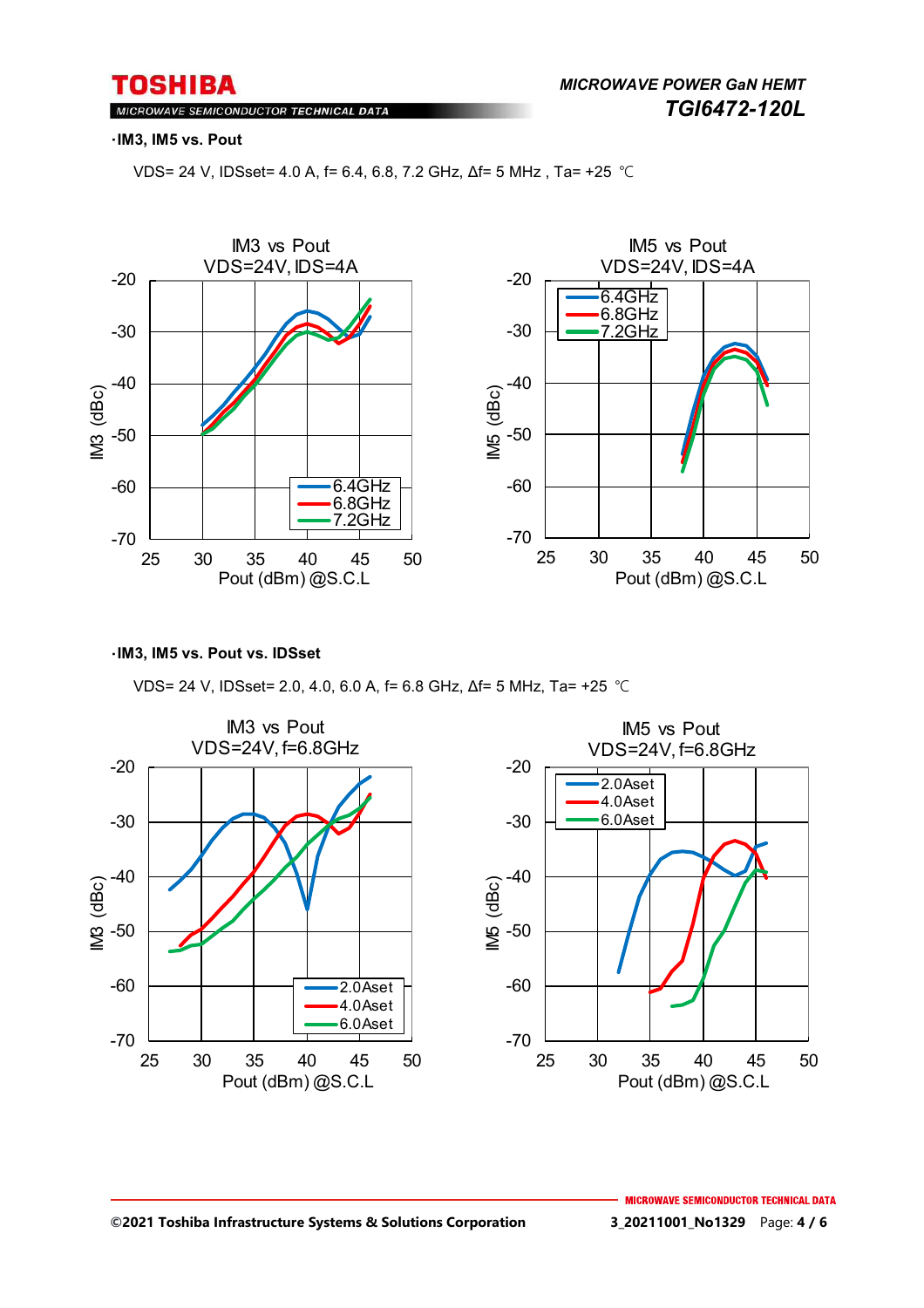**·IM3, IM5 vs. Pout**

VDS= 24 V, IDSset= 4.0 A, f= 6.4, 6.8, 7.2 GHz, Δf= 5 MHz , Ta= +25 ℃

IM3 vs Pout
VDS=24V, IDS=4A

IM5 vs Pout
VDS=24V, IDS=4A

**·IM3, IM5 vs. Pout vs. IDSset**

VDS= 24 V, IDSset= 2.0, 4.0, 6.0 A, f= 6.8 GHz, Δf= 5 MHz, Ta= +25 ℃

IM3 vs Pout
VDS=24V, f=6.8GHz

IM5 vs Pout
VDS=24V, f=6.8GHz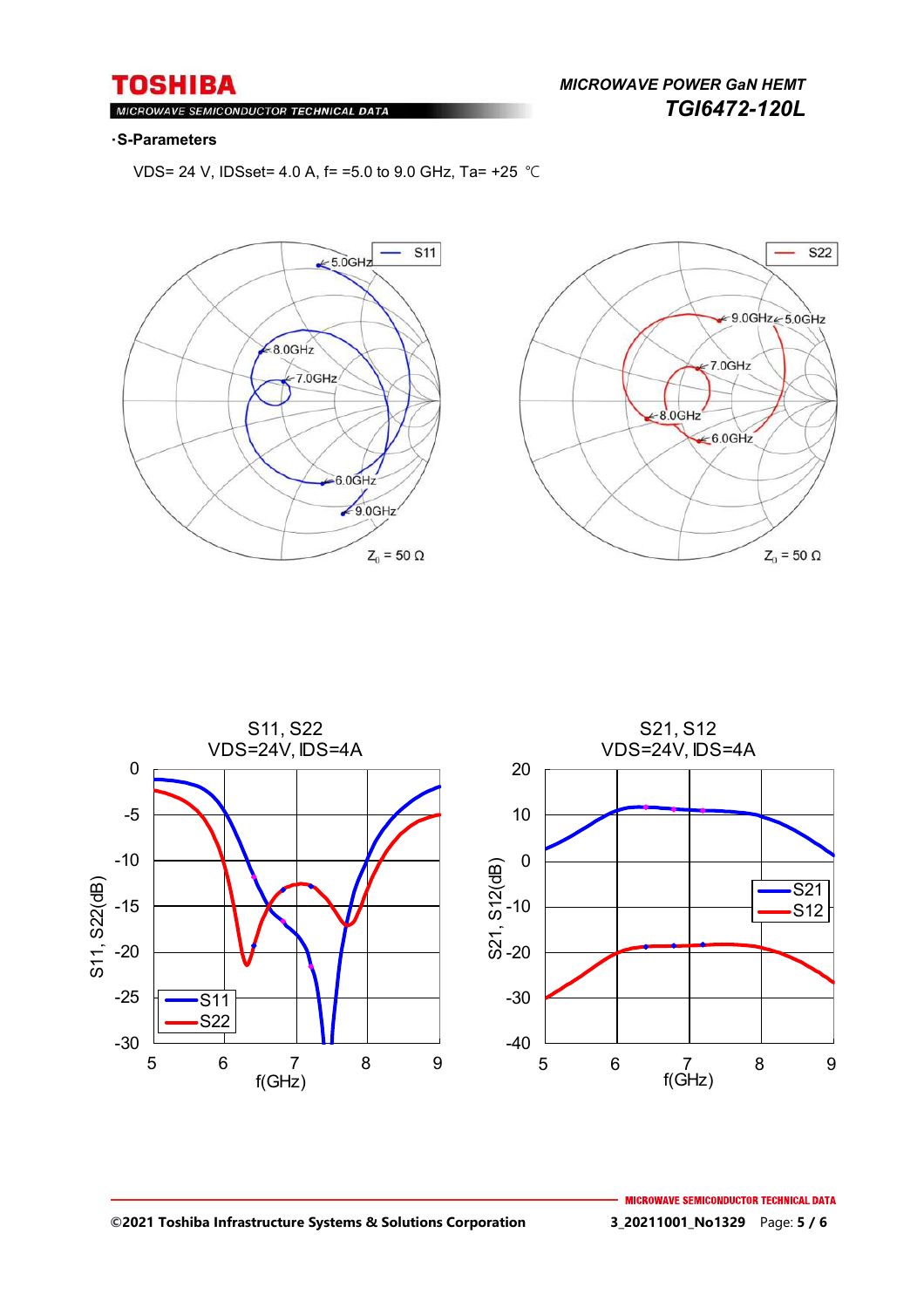·**S-Parameters**

VDS= 24 V, IDSset= 4.0 A, f= =5.0 to 9.0 GHz, Ta= +25 ℃

S11

5.0GHz
8.0GHz
7.0GHz
6.0GHz
9.0GHz

$Z_0$ = 50 Ω

S22

9.0GHz
5.0GHz
7.0GHz
8.0GHz
6.0GHz

$Z_0$ = 50 Ω

S11, S22
VDS=24V, IDS=4A

S11, S22(dB)

f(GHz)

S21, S12
VDS=24V, IDS=4A

S21, S12(dB)

f(GHz)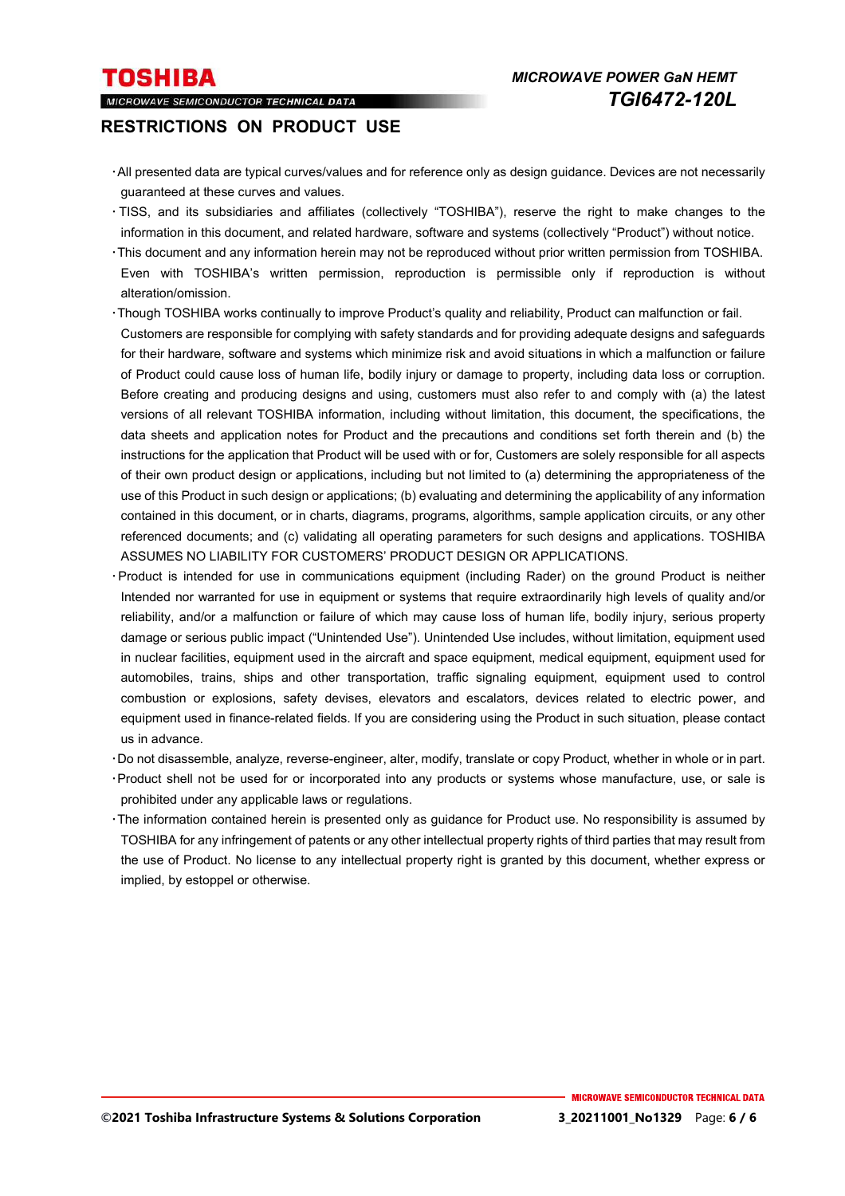## RESTRICTIONS ON PRODUCT USE

- All presented data are typical curves/values and for reference only as design guidance. Devices are not necessarily guaranteed at these curves and values.
- TISS, and its subsidiaries and affiliates (collectively "TOSHIBA"), reserve the right to make changes to the information in this document, and related hardware, software and systems (collectively "Product") without notice.
- This document and any information herein may not be reproduced without prior written permission from TOSHIBA. Even with TOSHIBA's written permission, reproduction is permissible only if reproduction is without alteration/omission.
- Though TOSHIBA works continually to improve Product's quality and reliability, Product can malfunction or fail. Customers are responsible for complying with safety standards and for providing adequate designs and safeguards for their hardware, software and systems which minimize risk and avoid situations in which a malfunction or failure of Product could cause loss of human life, bodily injury or damage to property, including data loss or corruption. Before creating and producing designs and using, customers must also refer to and comply with (a) the latest versions of all relevant TOSHIBA information, including without limitation, this document, the specifications, the data sheets and application notes for Product and the precautions and conditions set forth therein and (b) the instructions for the application that Product will be used with or for, Customers are solely responsible for all aspects of their own product design or applications, including but not limited to (a) determining the appropriateness of the use of this Product in such design or applications; (b) evaluating and determining the applicability of any information contained in this document, or in charts, diagrams, programs, algorithms, sample application circuits, or any other referenced documents; and (c) validating all operating parameters for such designs and applications. TOSHIBA ASSUMES NO LIABILITY FOR CUSTOMERS' PRODUCT DESIGN OR APPLICATIONS.
- Product is intended for use in communications equipment (including Rader) on the ground Product is neither Intended nor warranted for use in equipment or systems that require extraordinarily high levels of quality and/or reliability, and/or a malfunction or failure of which may cause loss of human life, bodily injury, serious property damage or serious public impact ("Unintended Use"). Unintended Use includes, without limitation, equipment used in nuclear facilities, equipment used in the aircraft and space equipment, medical equipment, equipment used for automobiles, trains, ships and other transportation, traffic signaling equipment, equipment used to control combustion or explosions, safety devises, elevators and escalators, devices related to electric power, and equipment used in finance-related fields. If you are considering using the Product in such situation, please contact us in advance.
- Do not disassemble, analyze, reverse-engineer, alter, modify, translate or copy Product, whether in whole or in part.
- Product shell not be used for or incorporated into any products or systems whose manufacture, use, or sale is prohibited under any applicable laws or regulations.
- The information contained herein is presented only as guidance for Product use. No responsibility is assumed by TOSHIBA for any infringement of patents or any other intellectual property rights of third parties that may result from the use of Product. No license to any intellectual property right is granted by this document, whether express or implied, by estoppel or otherwise.

©2021 Toshiba Infrastructure Systems & Solutions Corporation 3_20211001_No1329